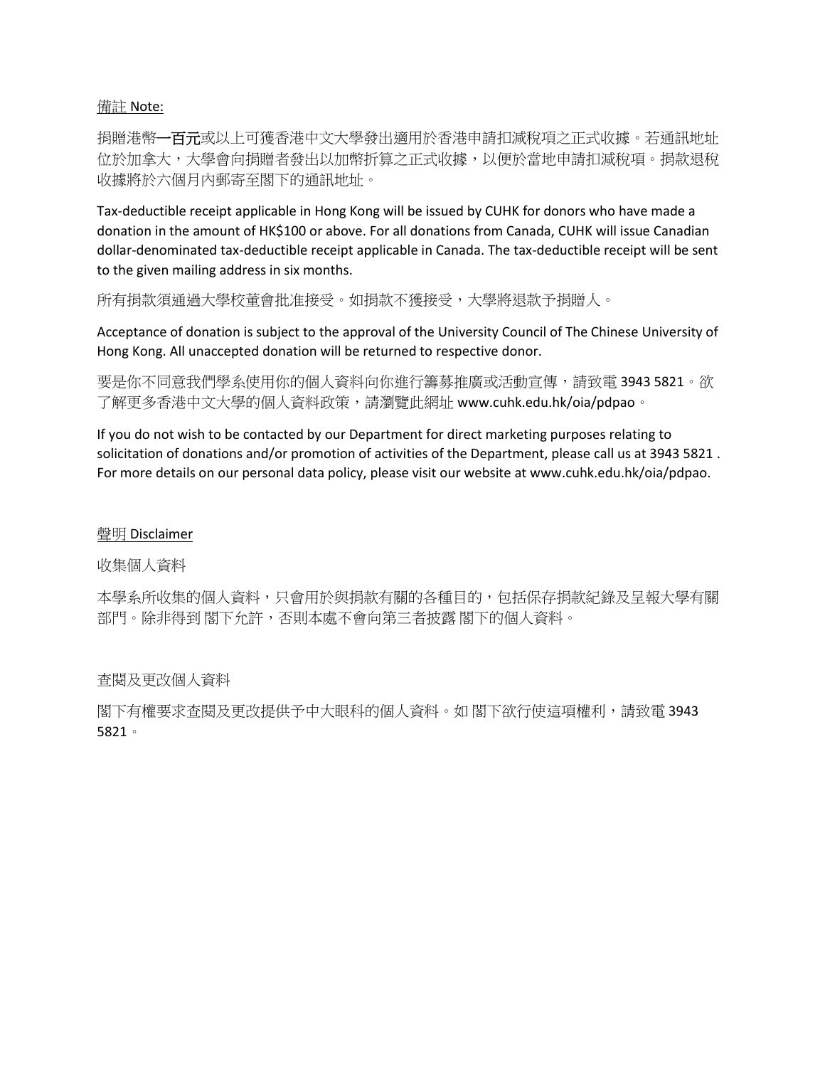<u>備註 Note:</u>

捐贈港幣**一百元**或以上可獲香港中文大學發出適用於香港申請扣減稅項之正式收據。若通訊地址位於加拿大，大學會向捐贈者發出以加幣折算之正式收據，以便於當地申請扣減稅項。捐款退稅收據將於六個月內郵寄至閣下的通訊地址。

Tax-deductible receipt applicable in Hong Kong will be issued by CUHK for donors who have made a donation in the amount of HK$100 or above. For all donations from Canada, CUHK will issue Canadian dollar-denominated tax-deductible receipt applicable in Canada. The tax-deductible receipt will be sent to the given mailing address in six months.

所有捐款須通過大學校董會批准接受。如捐款不獲接受，大學將退款予捐贈人。

Acceptance of donation is subject to the approval of the University Council of The Chinese University of Hong Kong. All unaccepted donation will be returned to respective donor.

要是你不同意我們學系使用你的個人資料向你進行籌募推廣或活動宣傳，請致電 3943 5821。欲了解更多香港中文大學的個人資料政策，請瀏覽此網址 www.cuhk.edu.hk/oia/pdpao。

If you do not wish to be contacted by our Department for direct marketing purposes relating to solicitation of donations and/or promotion of activities of the Department, please call us at 3943 5821 . For more details on our personal data policy, please visit our website at www.cuhk.edu.hk/oia/pdpao.

<u>聲明 Disclaimer</u>

收集個人資料

本學系所收集的個人資料，只會用於與捐款有關的各種目的，包括保存捐款紀錄及呈報大學有關部門。除非得到 閣下允許，否則本處不會向第三者披露 閣下的個人資料。

查閱及更改個人資料

閣下有權要求查閱及更改提供予中大眼科的個人資料。如 閣下欲行使這項權利，請致電 3943 5821。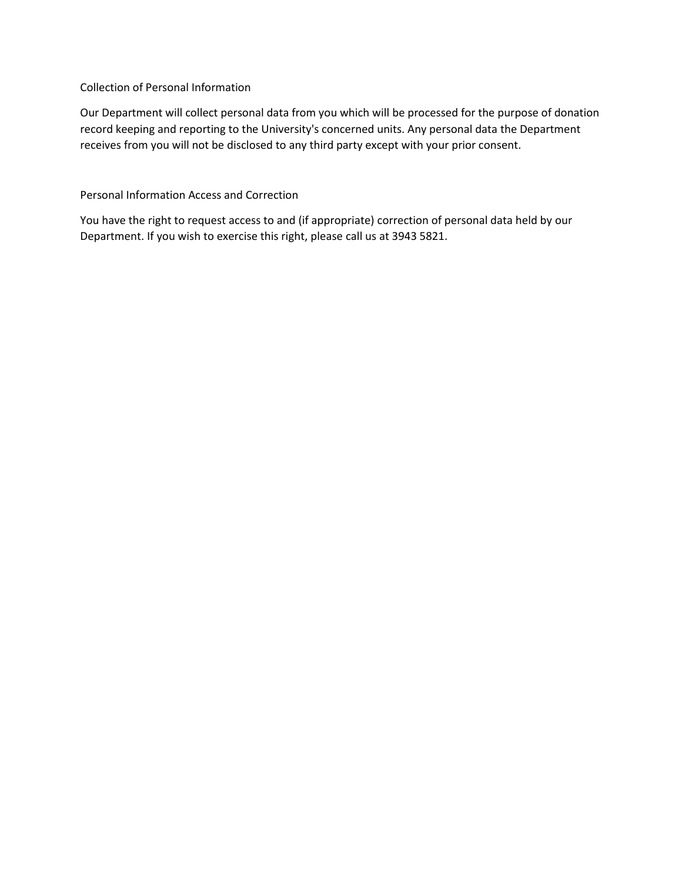## Collection of Personal Information

Our Department will collect personal data from you which will be processed for the purpose of donation record keeping and reporting to the University's concerned units. Any personal data the Department receives from you will not be disclosed to any third party except with your prior consent.

## Personal Information Access and Correction

You have the right to request access to and (if appropriate) correction of personal data held by our Department. If you wish to exercise this right, please call us at 3943 5821.